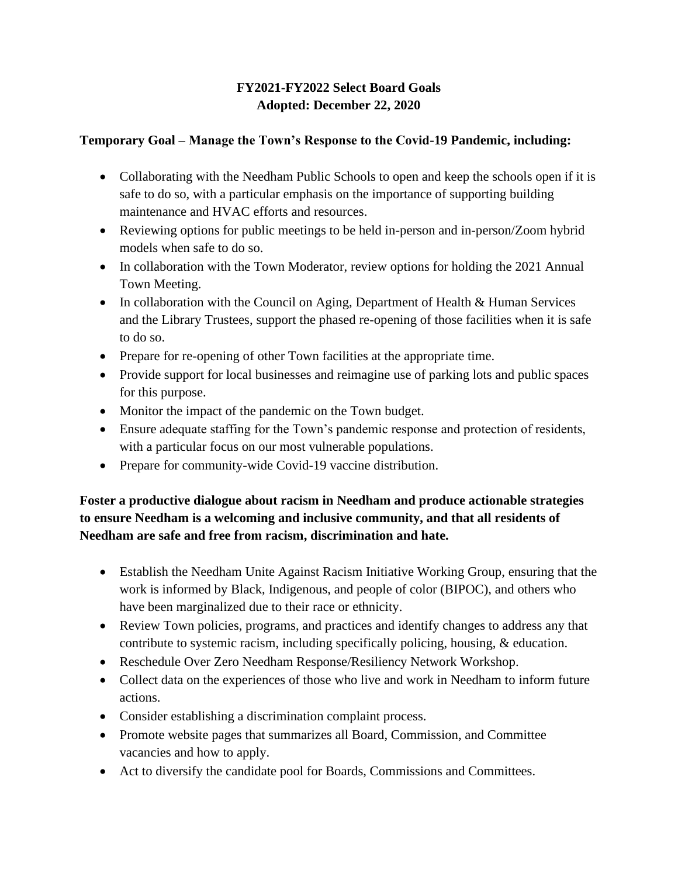# FY2021-FY2022 Select Board Goals
## Adopted: December 22, 2020

**Temporary Goal – Manage the Town's Response to the Covid-19 Pandemic, including:**

- Collaborating with the Needham Public Schools to open and keep the schools open if it is safe to do so, with a particular emphasis on the importance of supporting building maintenance and HVAC efforts and resources.
- Reviewing options for public meetings to be held in-person and in-person/Zoom hybrid models when safe to do so.
- In collaboration with the Town Moderator, review options for holding the 2021 Annual Town Meeting.
- In collaboration with the Council on Aging, Department of Health & Human Services and the Library Trustees, support the phased re-opening of those facilities when it is safe to do so.
- Prepare for re-opening of other Town facilities at the appropriate time.
- Provide support for local businesses and reimagine use of parking lots and public spaces for this purpose.
- Monitor the impact of the pandemic on the Town budget.
- Ensure adequate staffing for the Town's pandemic response and protection of residents, with a particular focus on our most vulnerable populations.
- Prepare for community-wide Covid-19 vaccine distribution.

**Foster a productive dialogue about racism in Needham and produce actionable strategies to ensure Needham is a welcoming and inclusive community, and that all residents of Needham are safe and free from racism, discrimination and hate.**

- Establish the Needham Unite Against Racism Initiative Working Group, ensuring that the work is informed by Black, Indigenous, and people of color (BIPOC), and others who have been marginalized due to their race or ethnicity.
- Review Town policies, programs, and practices and identify changes to address any that contribute to systemic racism, including specifically policing, housing, & education.
- Reschedule Over Zero Needham Response/Resiliency Network Workshop.
- Collect data on the experiences of those who live and work in Needham to inform future actions.
- Consider establishing a discrimination complaint process.
- Promote website pages that summarizes all Board, Commission, and Committee vacancies and how to apply.
- Act to diversify the candidate pool for Boards, Commissions and Committees.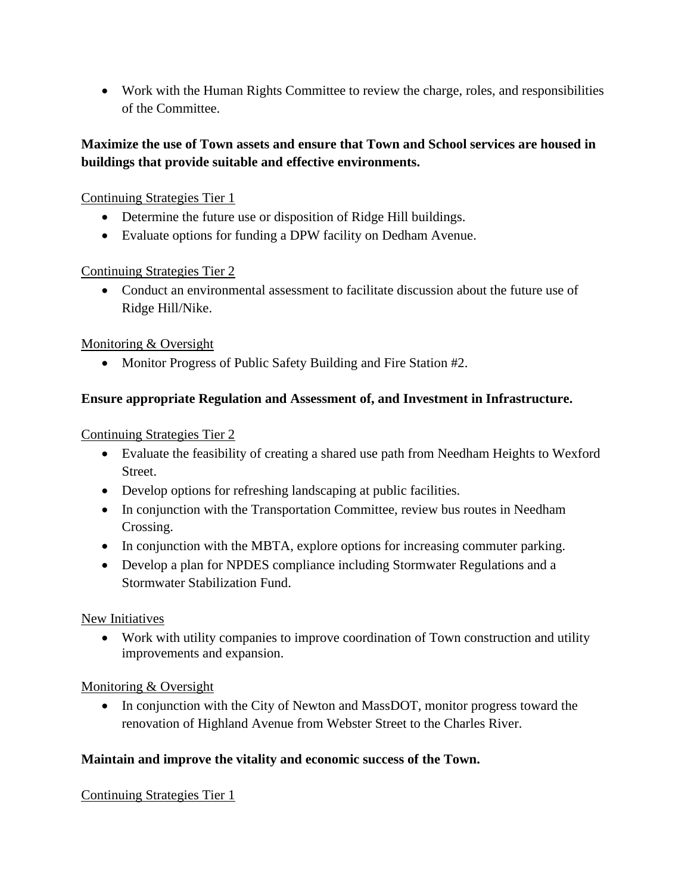- Work with the Human Rights Committee to review the charge, roles, and responsibilities of the Committee.

**Maximize the use of Town assets and ensure that Town and School services are housed in buildings that provide suitable and effective environments.**

<u>Continuing Strategies Tier 1</u>

- Determine the future use or disposition of Ridge Hill buildings.
- Evaluate options for funding a DPW facility on Dedham Avenue.

<u>Continuing Strategies Tier 2</u>

- Conduct an environmental assessment to facilitate discussion about the future use of Ridge Hill/Nike.

<u>Monitoring & Oversight</u>

- Monitor Progress of Public Safety Building and Fire Station #2.

**Ensure appropriate Regulation and Assessment of, and Investment in Infrastructure.**

<u>Continuing Strategies Tier 2</u>

- Evaluate the feasibility of creating a shared use path from Needham Heights to Wexford Street.
- Develop options for refreshing landscaping at public facilities.
- In conjunction with the Transportation Committee, review bus routes in Needham Crossing.
- In conjunction with the MBTA, explore options for increasing commuter parking.
- Develop a plan for NPDES compliance including Stormwater Regulations and a Stormwater Stabilization Fund.

<u>New Initiatives</u>

- Work with utility companies to improve coordination of Town construction and utility improvements and expansion.

<u>Monitoring & Oversight</u>

- In conjunction with the City of Newton and MassDOT, monitor progress toward the renovation of Highland Avenue from Webster Street to the Charles River.

**Maintain and improve the vitality and economic success of the Town.**

<u>Continuing Strategies Tier 1</u>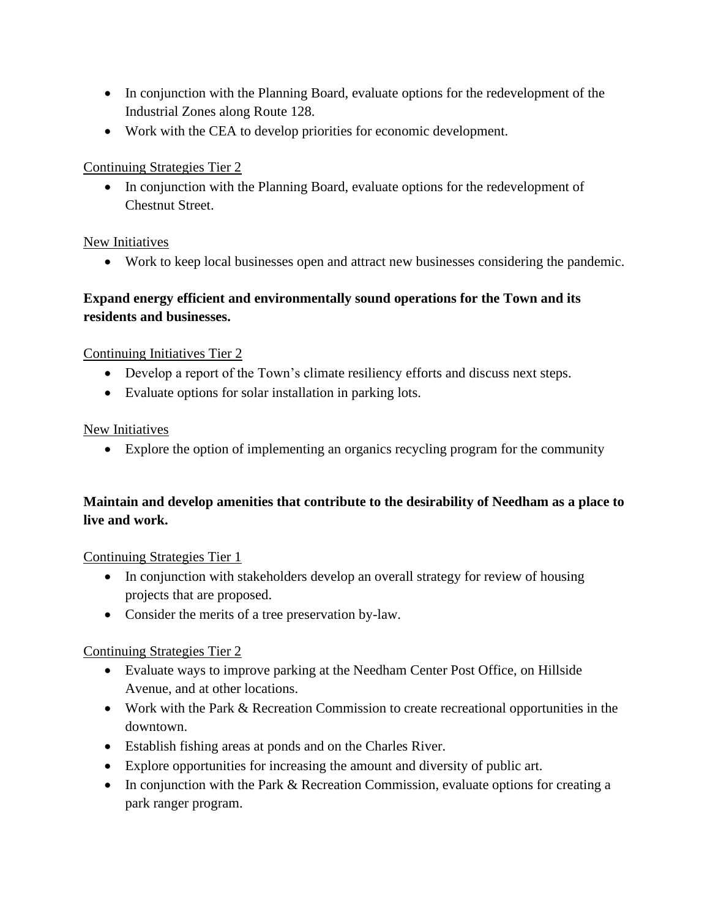- In conjunction with the Planning Board, evaluate options for the redevelopment of the Industrial Zones along Route 128.
- Work with the CEA to develop priorities for economic development.

<u>Continuing Strategies Tier 2</u>

- In conjunction with the Planning Board, evaluate options for the redevelopment of Chestnut Street.

<u>New Initiatives</u>

- Work to keep local businesses open and attract new businesses considering the pandemic.

**Expand energy efficient and environmentally sound operations for the Town and its residents and businesses.**

<u>Continuing Initiatives Tier 2</u>

- Develop a report of the Town's climate resiliency efforts and discuss next steps.
- Evaluate options for solar installation in parking lots.

<u>New Initiatives</u>

- Explore the option of implementing an organics recycling program for the community

**Maintain and develop amenities that contribute to the desirability of Needham as a place to live and work.**

<u>Continuing Strategies Tier 1</u>

- In conjunction with stakeholders develop an overall strategy for review of housing projects that are proposed.
- Consider the merits of a tree preservation by-law.

<u>Continuing Strategies Tier 2</u>

- Evaluate ways to improve parking at the Needham Center Post Office, on Hillside Avenue, and at other locations.
- Work with the Park & Recreation Commission to create recreational opportunities in the downtown.
- Establish fishing areas at ponds and on the Charles River.
- Explore opportunities for increasing the amount and diversity of public art.
- In conjunction with the Park & Recreation Commission, evaluate options for creating a park ranger program.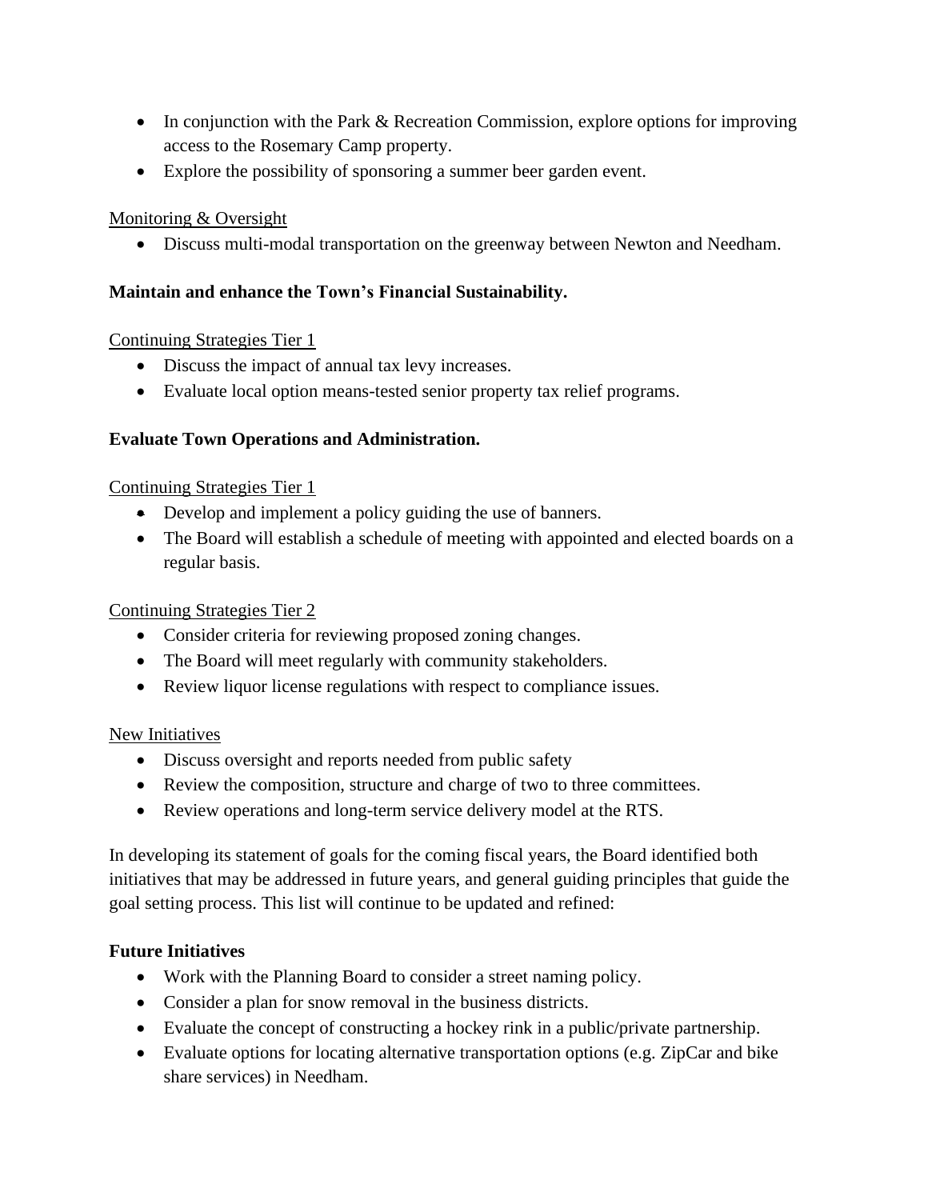- In conjunction with the Park & Recreation Commission, explore options for improving access to the Rosemary Camp property.
- Explore the possibility of sponsoring a summer beer garden event.

<u>Monitoring & Oversight</u>

- Discuss multi-modal transportation on the greenway between Newton and Needham.

**Maintain and enhance the Town's Financial Sustainability.**

<u>Continuing Strategies Tier 1</u>

- Discuss the impact of annual tax levy increases.
- Evaluate local option means-tested senior property tax relief programs.

**Evaluate Town Operations and Administration.**

<u>Continuing Strategies Tier 1</u>

- Develop and implement a policy guiding the use of banners.
- The Board will establish a schedule of meeting with appointed and elected boards on a regular basis.

<u>Continuing Strategies Tier 2</u>

- Consider criteria for reviewing proposed zoning changes.
- The Board will meet regularly with community stakeholders.
- Review liquor license regulations with respect to compliance issues.

<u>New Initiatives</u>

- Discuss oversight and reports needed from public safety
- Review the composition, structure and charge of two to three committees.
- Review operations and long-term service delivery model at the RTS.

In developing its statement of goals for the coming fiscal years, the Board identified both initiatives that may be addressed in future years, and general guiding principles that guide the goal setting process. This list will continue to be updated and refined:

**Future Initiatives**

- Work with the Planning Board to consider a street naming policy.
- Consider a plan for snow removal in the business districts.
- Evaluate the concept of constructing a hockey rink in a public/private partnership.
- Evaluate options for locating alternative transportation options (e.g. ZipCar and bike share services) in Needham.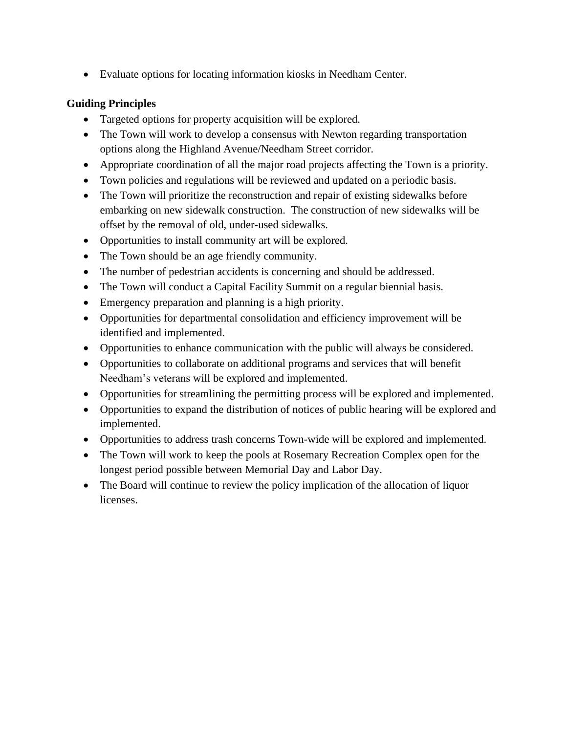- Evaluate options for locating information kiosks in Needham Center.

**Guiding Principles**

- Targeted options for property acquisition will be explored.
- The Town will work to develop a consensus with Newton regarding transportation options along the Highland Avenue/Needham Street corridor.
- Appropriate coordination of all the major road projects affecting the Town is a priority.
- Town policies and regulations will be reviewed and updated on a periodic basis.
- The Town will prioritize the reconstruction and repair of existing sidewalks before embarking on new sidewalk construction. The construction of new sidewalks will be offset by the removal of old, under-used sidewalks.
- Opportunities to install community art will be explored.
- The Town should be an age friendly community.
- The number of pedestrian accidents is concerning and should be addressed.
- The Town will conduct a Capital Facility Summit on a regular biennial basis.
- Emergency preparation and planning is a high priority.
- Opportunities for departmental consolidation and efficiency improvement will be identified and implemented.
- Opportunities to enhance communication with the public will always be considered.
- Opportunities to collaborate on additional programs and services that will benefit Needham's veterans will be explored and implemented.
- Opportunities for streamlining the permitting process will be explored and implemented.
- Opportunities to expand the distribution of notices of public hearing will be explored and implemented.
- Opportunities to address trash concerns Town-wide will be explored and implemented.
- The Town will work to keep the pools at Rosemary Recreation Complex open for the longest period possible between Memorial Day and Labor Day.
- The Board will continue to review the policy implication of the allocation of liquor licenses.